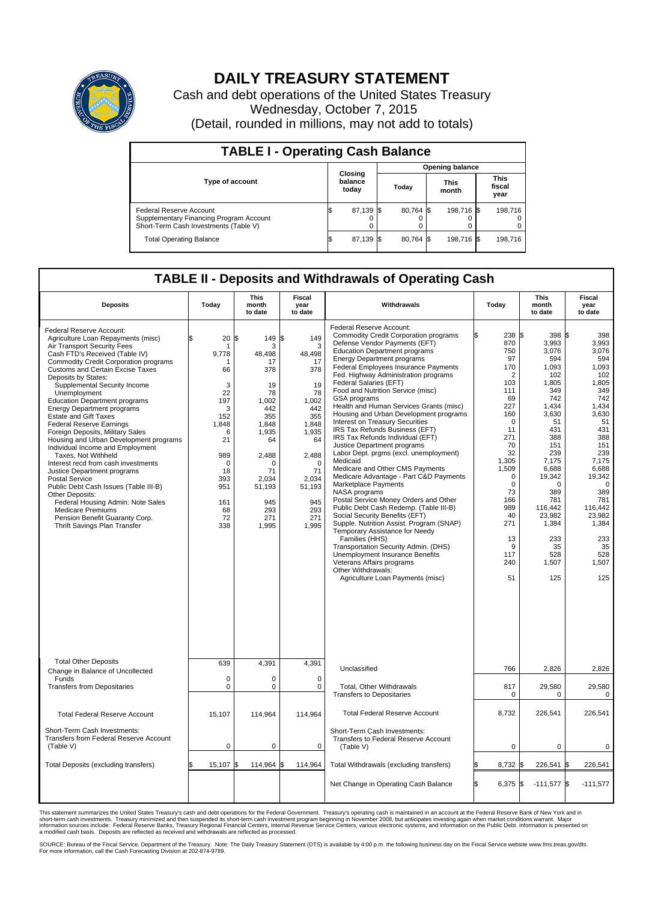# DAILY TREASURY STATEMENT

Cash and debt operations of the United States Treasury
Wednesday, October 7, 2015
(Detail, rounded in millions, may not add to totals)

## TABLE I - Operating Cash Balance

| Type of account | Closing balance today | Opening balance Today | Opening balance This month | Opening balance This fiscal year |
|---|---|---|---|---|
| Federal Reserve Account | $ 87,139 | $ 80,764 | $ 198,716 | $ 198,716 |
| Supplementary Financing Program Account | 0 | 0 | 0 | 0 |
| Short-Term Cash Investments (Table V) | 0 | 0 | 0 | 0 |
| Total Operating Balance | $ 87,139 | $ 80,764 | $ 198,716 | $ 198,716 |

## TABLE II - Deposits and Withdrawals of Operating Cash

| Deposits | Today | This month to date | Fiscal year to date | Withdrawals | Today | This month to date | Fiscal year to date |
|---|---|---|---|---|---|---|---|
| Federal Reserve Account: | | | | Federal Reserve Account: | | | |
| Agriculture Loan Repayments (misc) | $ 20 | $ 149 | $ 149 | Commodity Credit Corporation programs | $ 238 | $ 398 | $ 398 |
| Air Transport Security Fees | 1 | 3 | 3 | Defense Vendor Payments (EFT) | 870 | 3,993 | 3,993 |
| Cash FTD's Received (Table IV) | 9,778 | 48,498 | 48,498 | Education Department programs | 750 | 3,076 | 3,076 |
| Commodity Credit Corporation programs | 1 | 17 | 17 | Energy Department programs | 97 | 594 | 594 |
| Customs and Certain Excise Taxes | 66 | 378 | 378 | Federal Employees Insurance Payments | 170 | 1,093 | 1,093 |
| Deposits by States: | | | | Fed. Highway Administration programs | 2 | 102 | 102 |
| Supplemental Security Income | 3 | 19 | 19 | Federal Salaries (EFT) | 103 | 1,805 | 1,805 |
| Unemployment | 22 | 78 | 78 | Food and Nutrition Service (misc) | 111 | 349 | 349 |
| Education Department programs | 197 | 1,002 | 1,002 | GSA programs | 69 | 742 | 742 |
| Energy Department programs | 3 | 442 | 442 | Health and Human Services Grants (misc) | 227 | 1,434 | 1,434 |
| Estate and Gift Taxes | 152 | 355 | 355 | Housing and Urban Development programs | 160 | 3,630 | 3,630 |
| Federal Reserve Earnings | 1,848 | 1,848 | 1,848 | Interest on Treasury Securities | 0 | 51 | 51 |
| Foreign Deposits, Military Sales | 6 | 1,935 | 1,935 | IRS Tax Refunds Business (EFT) | 11 | 431 | 431 |
| Housing and Urban Development programs | 21 | 64 | 64 | IRS Tax Refunds Individual (EFT) | 271 | 388 | 388 |
| Individual Income and Employment | | | | Justice Department programs | 70 | 151 | 151 |
| Taxes, Not Withheld | 989 | 2,488 | 2,488 | Labor Dept. prgms (excl. unemployment) | 32 | 239 | 239 |
| Interest recd from cash investments | 0 | 0 | 0 | Medicaid | 1,305 | 7,175 | 7,175 |
| Justice Department programs | 18 | 71 | 71 | Medicare and Other CMS Payments | 1,509 | 6,688 | 6,688 |
| Postal Service | 393 | 2,034 | 2,034 | Medicare Advantage - Part C&D Payments | 0 | 19,342 | 19,342 |
| Public Debt Cash Issues (Table III-B) | 951 | 51,193 | 51,193 | Marketplace Payments | 0 | 0 | 0 |
| Other Deposits: | | | | NASA programs | 73 | 389 | 389 |
| Federal Housing Admin: Note Sales | 161 | 945 | 945 | Postal Service Money Orders and Other | 166 | 781 | 781 |
| Medicare Premiums | 68 | 293 | 293 | Public Debt Cash Redemp. (Table III-B) | 989 | 116,442 | 116,442 |
| Pension Benefit Guaranty Corp. | 72 | 271 | 271 | Social Security Benefits (EFT) | 40 | 23,982 | 23,982 |
| Thrift Savings Plan Transfer | 338 | 1,995 | 1,995 | Supple. Nutrition Assist. Program (SNAP) | 271 | 1,384 | 1,384 |
| | | | | Temporary Assistance for Needy Families (HHS) | 13 | 233 | 233 |
| | | | | Transportation Security Admin. (DHS) | 9 | 35 | 35 |
| | | | | Unemployment Insurance Benefits | 117 | 528 | 528 |
| | | | | Veterans Affairs programs | 240 | 1,507 | 1,507 |
| | | | | Other Withdrawals: | | | |
| | | | | Agriculture Loan Payments (misc) | 51 | 125 | 125 |
| Total Other Deposits | 639 | 4,391 | 4,391 | Unclassified | 766 | 2,826 | 2,826 |
| Change in Balance of Uncollected Funds | 0 | 0 | 0 | | | | |
| Transfers from Depositaries | 0 | 0 | 0 | Total, Other Withdrawals | 817 | 29,580 | 29,580 |
| | | | | Transfers to Depositaries | 0 | 0 | 0 |
| Total Federal Reserve Account | 15,107 | 114,964 | 114,964 | Total Federal Reserve Account | 8,732 | 226,541 | 226,541 |
| Short-Term Cash Investments: Transfers from Federal Reserve Account (Table V) | 0 | 0 | 0 | Short-Term Cash Investments: Transfers to Federal Reserve Account (Table V) | 0 | 0 | 0 |
| Total Deposits (excluding transfers) | $ 15,107 | $ 114,964 | $ 114,964 | Total Withdrawals (excluding transfers) | $ 8,732 | $ 226,541 | $ 226,541 |
| | | | | Net Change in Operating Cash Balance | $ 6,375 | $ -111,577 | $ -111,577 |

This statement summarizes the United States Treasury's cash and debt operations for the Federal Government. Treasury's operating cash is maintained in an account at the Federal Reserve Bank of New York and in short-term cash investments. Treasury minimized and then suspended its short-term cash investment program beginning in November 2008, but anticipates investing again when market conditions warrant. Major information sources include: Federal Reserve Banks, Treasury Regional Financial Centers, Internal Revenue Service Centers, various electronic systems, and information on the Public Debt. Information is presented on a modified cash basis. Deposits are reflected as received and withdrawals are reflected as processed.

SOURCE: Bureau of the Fiscal Service, Department of the Treasury. Note: The Daily Treasury Statement (DTS) is available by 4:00 p.m. the following business day on the Fiscal Service website www.fms.treas.gov/dts. For more information, call the Cash Forecasting Division at 202-874-9789.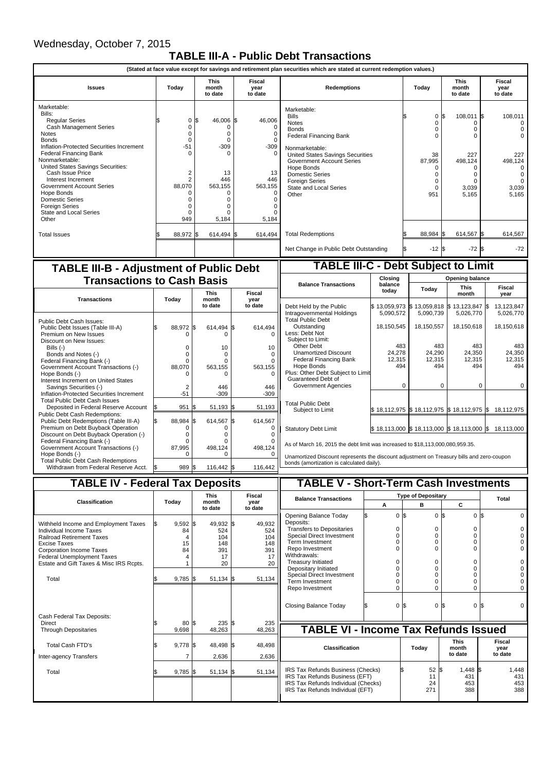Wednesday, October 7, 2015

# TABLE III-A - Public Debt Transactions

(Stated at face value except for savings and retirement plan securities which are stated at current redemption values.)

| Issues | Today | This month to date | Fiscal year to date |
|---|---|---|---|
| Marketable: | | | |
| Bills: | | | |
| Regular Series | $ 0 | $ 46,006 | $ 46,006 |
| Cash Management Series | 0 | 0 | 0 |
| Notes | 0 | 0 | 0 |
| Bonds | 0 | 0 | 0 |
| Inflation-Protected Securities Increment | -51 | -309 | -309 |
| Federal Financing Bank | 0 | 0 | 0 |
| Nonmarketable: | | | |
| United States Savings Securities: | | | |
| Cash Issue Price | 2 | 13 | 13 |
| Interest Increment | 2 | 446 | 446 |
| Government Account Series | 88,070 | 563,155 | 563,155 |
| Hope Bonds | 0 | 0 | 0 |
| Domestic Series | 0 | 0 | 0 |
| Foreign Series | 0 | 0 | 0 |
| State and Local Series | 0 | 0 | 0 |
| Other | 949 | 5,184 | 5,184 |
| Total Issues | $ 88,972 | $ 614,494 | $ 614,494 |

| Redemptions | Today | This month to date | Fiscal year to date |
|---|---|---|---|
| Marketable: | | | |
| Bills | $ 0 | $ 108,011 | $ 108,011 |
| Notes | 0 | 0 | 0 |
| Bonds | 0 | 0 | 0 |
| Federal Financing Bank | 0 | 0 | 0 |
| Nonmarketable: | | | |
| United States Savings Securities | 38 | 227 | 227 |
| Government Account Series | 87,995 | 498,124 | 498,124 |
| Hope Bonds | 0 | 0 | 0 |
| Domestic Series | 0 | 0 | 0 |
| Foreign Series | 0 | 0 | 0 |
| State and Local Series | 0 | 3,039 | 3,039 |
| Other | 951 | 5,165 | 5,165 |
| Total Redemptions | $ 88,984 | $ 614,567 | $ 614,567 |
| Net Change in Public Debt Outstanding | $ -12 | $ -72 | $ -72 |

# TABLE III-B - Adjustment of Public Debt Transactions to Cash Basis

| Transactions | Today | This month to date | Fiscal year to date |
|---|---|---|---|
| Public Debt Cash Issues: | | | |
| Public Debt Issues (Table III-A) | $ 88,972 | $ 614,494 | $ 614,494 |
| Premium on New Issues | 0 | 0 | 0 |
| Discount on New Issues: | | | |
| Bills (-) | 0 | 10 | 10 |
| Bonds and Notes (-) | 0 | 0 | 0 |
| Federal Financing Bank (-) | 0 | 0 | 0 |
| Government Account Transactions (-) | 88,070 | 563,155 | 563,155 |
| Hope Bonds (-) | 0 | 0 | 0 |
| Interest Increment on United States Savings Securities (-) | 2 | 446 | 446 |
| Inflation-Protected Securities Increment | -51 | -309 | -309 |
| Total Public Debt Cash Issues Deposited in Federal Reserve Account | $ 951 | $ 51,193 | $ 51,193 |
| Public Debt Cash Redemptions: | | | |
| Public Debt Redemptions (Table III-A) | $ 88,984 | $ 614,567 | $ 614,567 |
| Premium on Debt Buyback Operation | 0 | 0 | 0 |
| Discount on Debt Buyback Operation (-) | 0 | 0 | 0 |
| Federal Financing Bank (-) | 0 | 0 | 0 |
| Government Account Transactions (-) | 87,995 | 498,124 | 498,124 |
| Hope Bonds (-) | 0 | 0 | 0 |
| Total Public Debt Cash Redemptions Withdrawn from Federal Reserve Acct. | $ 989 | $ 116,442 | $ 116,442 |

# TABLE III-C - Debt Subject to Limit

| Balance Transactions | Closing balance today | Opening balance Today | Opening balance This month | Opening balance Fiscal year |
|---|---|---|---|---|
| Debt Held by the Public | $ 13,059,973 | $ 13,059,818 | $ 13,123,847 | $ 13,123,847 |
| Intragovernmental Holdings | 5,090,572 | 5,090,739 | 5,026,770 | 5,026,770 |
| Total Public Debt Outstanding | 18,150,545 | 18,150,557 | 18,150,618 | 18,150,618 |
| Less: Debt Not Subject to Limit: | | | | |
| Other Debt | 483 | 483 | 483 | 483 |
| Unamortized Discount | 24,278 | 24,290 | 24,350 | 24,350 |
| Federal Financing Bank | 12,315 | 12,315 | 12,315 | 12,315 |
| Hope Bonds | 494 | 494 | 494 | 494 |
| Plus: Other Debt Subject to Limit | | | | |
| Guaranteed Debt of Government Agencies | 0 | 0 | 0 | 0 |
| Total Public Debt Subject to Limit | $ 18,112,975 | $ 18,112,975 | $ 18,112,975 | $ 18,112,975 |
| Statutory Debt Limit | $ 18,113,000 | $ 18,113,000 | $ 18,113,000 | $ 18,113,000 |

As of March 16, 2015 the debt limit was increased to $18,113,000,080,959.35.

Unamortized Discount represents the discount adjustment on Treasury bills and zero-coupon bonds (amortization is calculated daily).

# TABLE IV - Federal Tax Deposits

| Classification | Today | This month to date | Fiscal year to date |
|---|---|---|---|
| Withheld Income and Employment Taxes | $ 9,592 | $ 49,932 | $ 49,932 |
| Individual Income Taxes | 84 | 524 | 524 |
| Railroad Retirement Taxes | 4 | 104 | 104 |
| Excise Taxes | 15 | 148 | 148 |
| Corporation Income Taxes | 84 | 391 | 391 |
| Federal Unemployment Taxes | 4 | 17 | 17 |
| Estate and Gift Taxes & Misc IRS Rcpts. | 1 | 20 | 20 |
| Total | $ 9,785 | $ 51,134 | $ 51,134 |
| Cash Federal Tax Deposits: | | | |
| Direct | $ 80 | $ 235 | $ 235 |
| Through Depositaries | 9,698 | 48,263 | 48,263 |
| Total Cash FTD's | $ 9,778 | $ 48,498 | $ 48,498 |
| Inter-agency Transfers | 7 | 2,636 | 2,636 |
| Total | $ 9,785 | $ 51,134 | $ 51,134 |

# TABLE V - Short-Term Cash Investments

| Balance Transactions | Type of Depositary A | Type of Depositary B | Type of Depositary C | Total |
|---|---|---|---|---|
| Opening Balance Today | $ 0 | $ 0 | $ 0 | $ 0 |
| Deposits: | | | | |
| Transfers to Depositaries | 0 | 0 | 0 | 0 |
| Special Direct Investment | 0 | 0 | 0 | 0 |
| Term Investment | 0 | 0 | 0 | 0 |
| Repo Investment | 0 | 0 | 0 | 0 |
| Withdrawals: | | | | |
| Treasury Initiated | 0 | 0 | 0 | 0 |
| Depositary Initiated | 0 | 0 | 0 | 0 |
| Special Direct Investment | 0 | 0 | 0 | 0 |
| Term Investment | 0 | 0 | 0 | 0 |
| Repo Investment | 0 | 0 | 0 | 0 |
| Closing Balance Today | $ 0 | $ 0 | $ 0 | $ 0 |

# TABLE VI - Income Tax Refunds Issued

| Classification | Today | This month to date | Fiscal year to date |
|---|---|---|---|
| IRS Tax Refunds Business (Checks) | $ 52 | $ 1,448 | $ 1,448 |
| IRS Tax Refunds Business (EFT) | 11 | 431 | 431 |
| IRS Tax Refunds Individual (Checks) | 24 | 453 | 453 |
| IRS Tax Refunds Individual (EFT) | 271 | 388 | 388 |